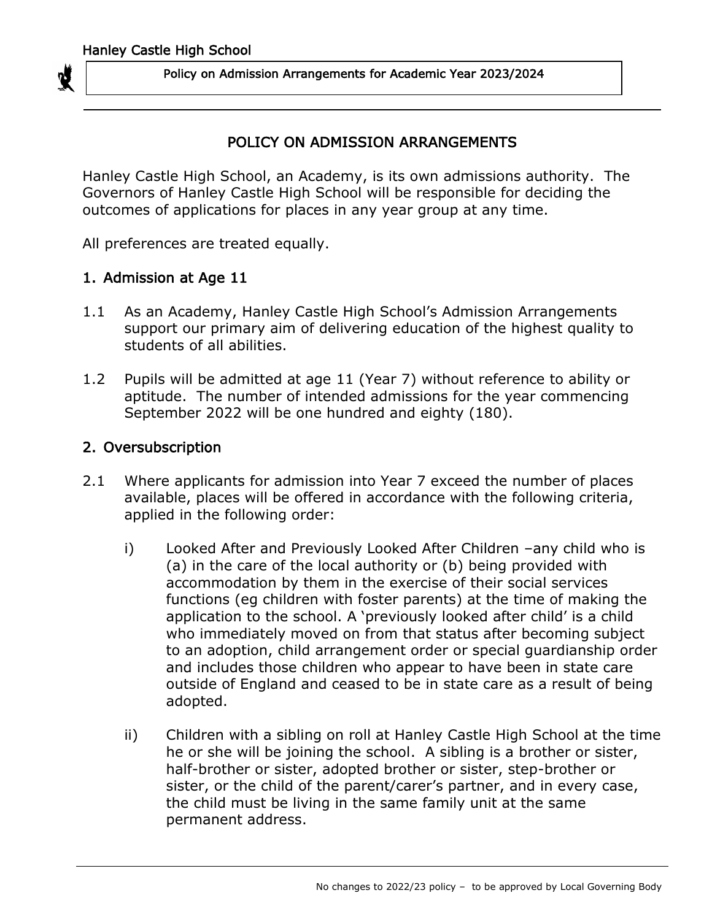# POLICY ON ADMISSION ARRANGEMENTS

Hanley Castle High School, an Academy, is its own admissions authority. The Governors of Hanley Castle High School will be responsible for deciding the outcomes of applications for places in any year group at any time.

All preferences are treated equally.

## 1. Admission at Age 11

1.1 As an Academy, Hanley Castle High School's Admission Arrangements support our primary aim of delivering education of the highest quality to students of all abilities.

1.2 Pupils will be admitted at age 11 (Year 7) without reference to ability or aptitude. The number of intended admissions for the year commencing September 2022 will be one hundred and eighty (180).

## 2. Oversubscription

2.1 Where applicants for admission into Year 7 exceed the number of places available, places will be offered in accordance with the following criteria, applied in the following order:

i) Looked After and Previously Looked After Children –any child who is (a) in the care of the local authority or (b) being provided with accommodation by them in the exercise of their social services functions (eg children with foster parents) at the time of making the application to the school. A 'previously looked after child' is a child who immediately moved on from that status after becoming subject to an adoption, child arrangement order or special guardianship order and includes those children who appear to have been in state care outside of England and ceased to be in state care as a result of being adopted.

ii) Children with a sibling on roll at Hanley Castle High School at the time he or she will be joining the school. A sibling is a brother or sister, half-brother or sister, adopted brother or sister, step-brother or sister, or the child of the parent/carer's partner, and in every case, the child must be living in the same family unit at the same permanent address.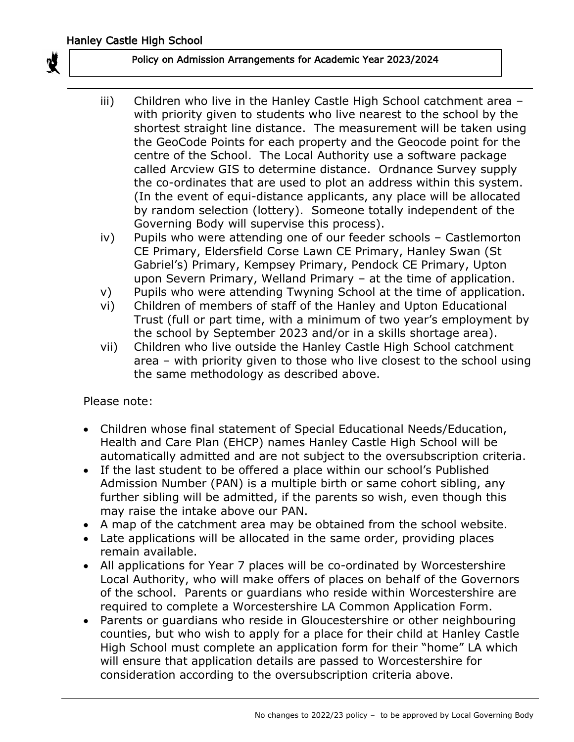iii) Children who live in the Hanley Castle High School catchment area – with priority given to students who live nearest to the school by the shortest straight line distance. The measurement will be taken using the GeoCode Points for each property and the Geocode point for the centre of the School. The Local Authority use a software package called Arcview GIS to determine distance. Ordnance Survey supply the co-ordinates that are used to plot an address within this system. (In the event of equi-distance applicants, any place will be allocated by random selection (lottery). Someone totally independent of the Governing Body will supervise this process).

iv) Pupils who were attending one of our feeder schools – Castlemorton CE Primary, Eldersfield Corse Lawn CE Primary, Hanley Swan (St Gabriel's) Primary, Kempsey Primary, Pendock CE Primary, Upton upon Severn Primary, Welland Primary – at the time of application.

v) Pupils who were attending Twyning School at the time of application.

vi) Children of members of staff of the Hanley and Upton Educational Trust (full or part time, with a minimum of two year's employment by the school by September 2023 and/or in a skills shortage area).

vii) Children who live outside the Hanley Castle High School catchment area – with priority given to those who live closest to the school using the same methodology as described above.

Please note:

- Children whose final statement of Special Educational Needs/Education, Health and Care Plan (EHCP) names Hanley Castle High School will be automatically admitted and are not subject to the oversubscription criteria.
- If the last student to be offered a place within our school's Published Admission Number (PAN) is a multiple birth or same cohort sibling, any further sibling will be admitted, if the parents so wish, even though this may raise the intake above our PAN.
- A map of the catchment area may be obtained from the school website.
- Late applications will be allocated in the same order, providing places remain available.
- All applications for Year 7 places will be co-ordinated by Worcestershire Local Authority, who will make offers of places on behalf of the Governors of the school. Parents or guardians who reside within Worcestershire are required to complete a Worcestershire LA Common Application Form.
- Parents or guardians who reside in Gloucestershire or other neighbouring counties, but who wish to apply for a place for their child at Hanley Castle High School must complete an application form for their "home" LA which will ensure that application details are passed to Worcestershire for consideration according to the oversubscription criteria above.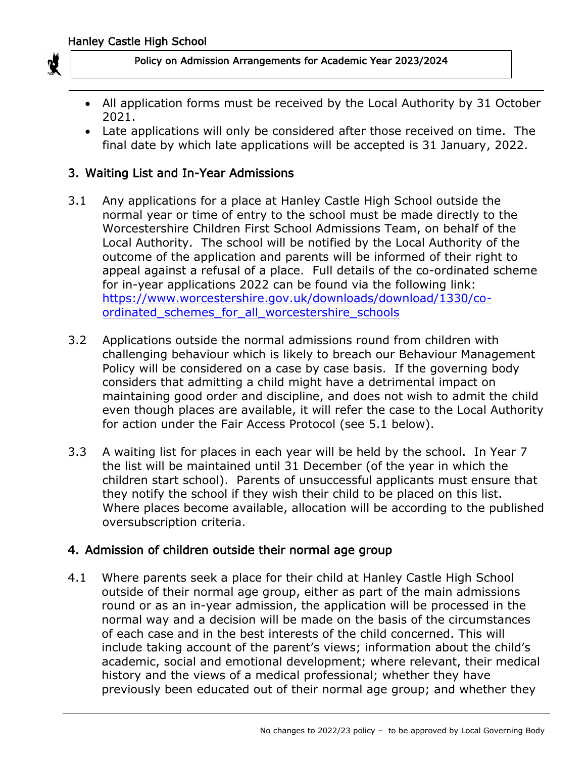- All application forms must be received by the Local Authority by 31 October 2021.
- Late applications will only be considered after those received on time. The final date by which late applications will be accepted is 31 January, 2022.

## 3. Waiting List and In-Year Admissions

3.1 Any applications for a place at Hanley Castle High School outside the normal year or time of entry to the school must be made directly to the Worcestershire Children First School Admissions Team, on behalf of the Local Authority. The school will be notified by the Local Authority of the outcome of the application and parents will be informed of their right to appeal against a refusal of a place. Full details of the co-ordinated scheme for in-year applications 2022 can be found via the following link: [https://www.worcestershire.gov.uk/downloads/download/1330/co-ordinated_schemes_for_all_worcestershire_schools](https://www.worcestershire.gov.uk/downloads/download/1330/co-ordinated_schemes_for_all_worcestershire_schools)

3.2 Applications outside the normal admissions round from children with challenging behaviour which is likely to breach our Behaviour Management Policy will be considered on a case by case basis. If the governing body considers that admitting a child might have a detrimental impact on maintaining good order and discipline, and does not wish to admit the child even though places are available, it will refer the case to the Local Authority for action under the Fair Access Protocol (see 5.1 below).

3.3 A waiting list for places in each year will be held by the school. In Year 7 the list will be maintained until 31 December (of the year in which the children start school). Parents of unsuccessful applicants must ensure that they notify the school if they wish their child to be placed on this list. Where places become available, allocation will be according to the published oversubscription criteria.

## 4. Admission of children outside their normal age group

4.1 Where parents seek a place for their child at Hanley Castle High School outside of their normal age group, either as part of the main admissions round or as an in-year admission, the application will be processed in the normal way and a decision will be made on the basis of the circumstances of each case and in the best interests of the child concerned. This will include taking account of the parent's views; information about the child's academic, social and emotional development; where relevant, their medical history and the views of a medical professional; whether they have previously been educated out of their normal age group; and whether they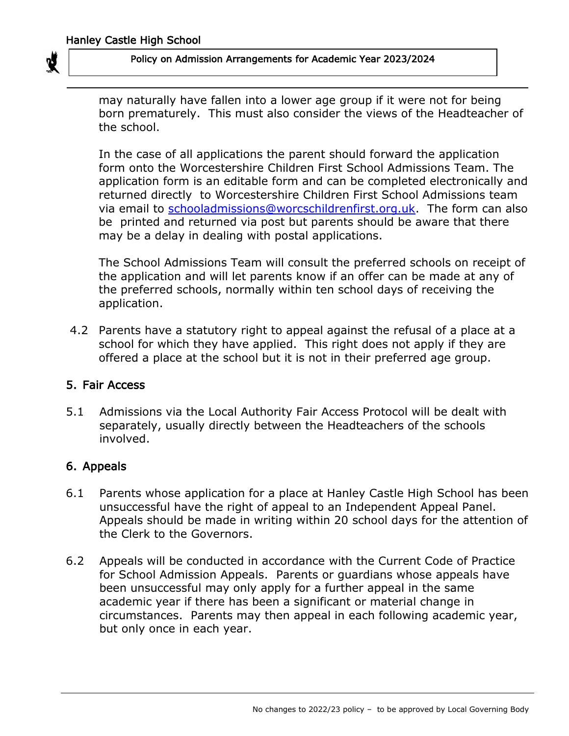may naturally have fallen into a lower age group if it were not for being born prematurely. This must also consider the views of the Headteacher of the school.

In the case of all applications the parent should forward the application form onto the Worcestershire Children First School Admissions Team. The application form is an editable form and can be completed electronically and returned directly to Worcestershire Children First School Admissions team via email to [schooladmissions@worcschildrenfirst.org.uk](mailto:schooladmissions@worcschildrenfirst.org.uk). The form can also be printed and returned via post but parents should be aware that there may be a delay in dealing with postal applications.

The School Admissions Team will consult the preferred schools on receipt of the application and will let parents know if an offer can be made at any of the preferred schools, normally within ten school days of receiving the application.

4.2 Parents have a statutory right to appeal against the refusal of a place at a school for which they have applied. This right does not apply if they are offered a place at the school but it is not in their preferred age group.

## 5. Fair Access

5.1 Admissions via the Local Authority Fair Access Protocol will be dealt with separately, usually directly between the Headteachers of the schools involved.

## 6. Appeals

6.1 Parents whose application for a place at Hanley Castle High School has been unsuccessful have the right of appeal to an Independent Appeal Panel. Appeals should be made in writing within 20 school days for the attention of the Clerk to the Governors.

6.2 Appeals will be conducted in accordance with the Current Code of Practice for School Admission Appeals. Parents or guardians whose appeals have been unsuccessful may only apply for a further appeal in the same academic year if there has been a significant or material change in circumstances. Parents may then appeal in each following academic year, but only once in each year.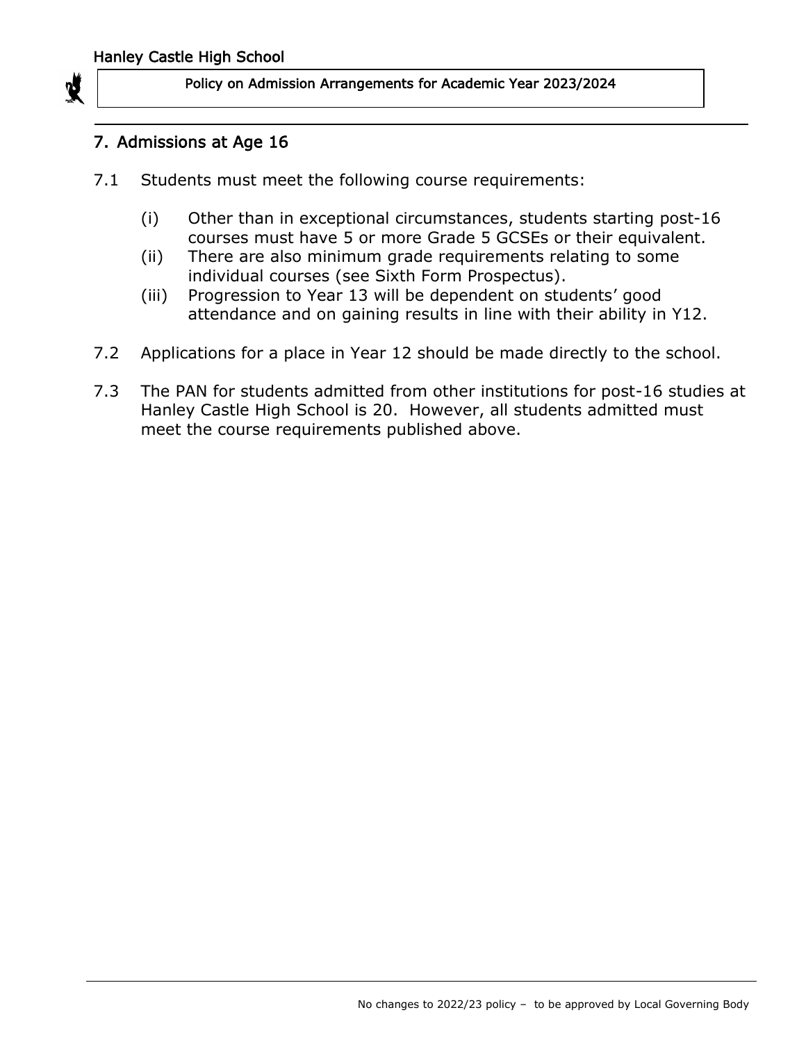## 7. Admissions at Age 16

7.1 Students must meet the following course requirements:

(i) Other than in exceptional circumstances, students starting post-16 courses must have 5 or more Grade 5 GCSEs or their equivalent.

(ii) There are also minimum grade requirements relating to some individual courses (see Sixth Form Prospectus).

(iii) Progression to Year 13 will be dependent on students' good attendance and on gaining results in line with their ability in Y12.

7.2 Applications for a place in Year 12 should be made directly to the school.

7.3 The PAN for students admitted from other institutions for post-16 studies at Hanley Castle High School is 20. However, all students admitted must meet the course requirements published above.